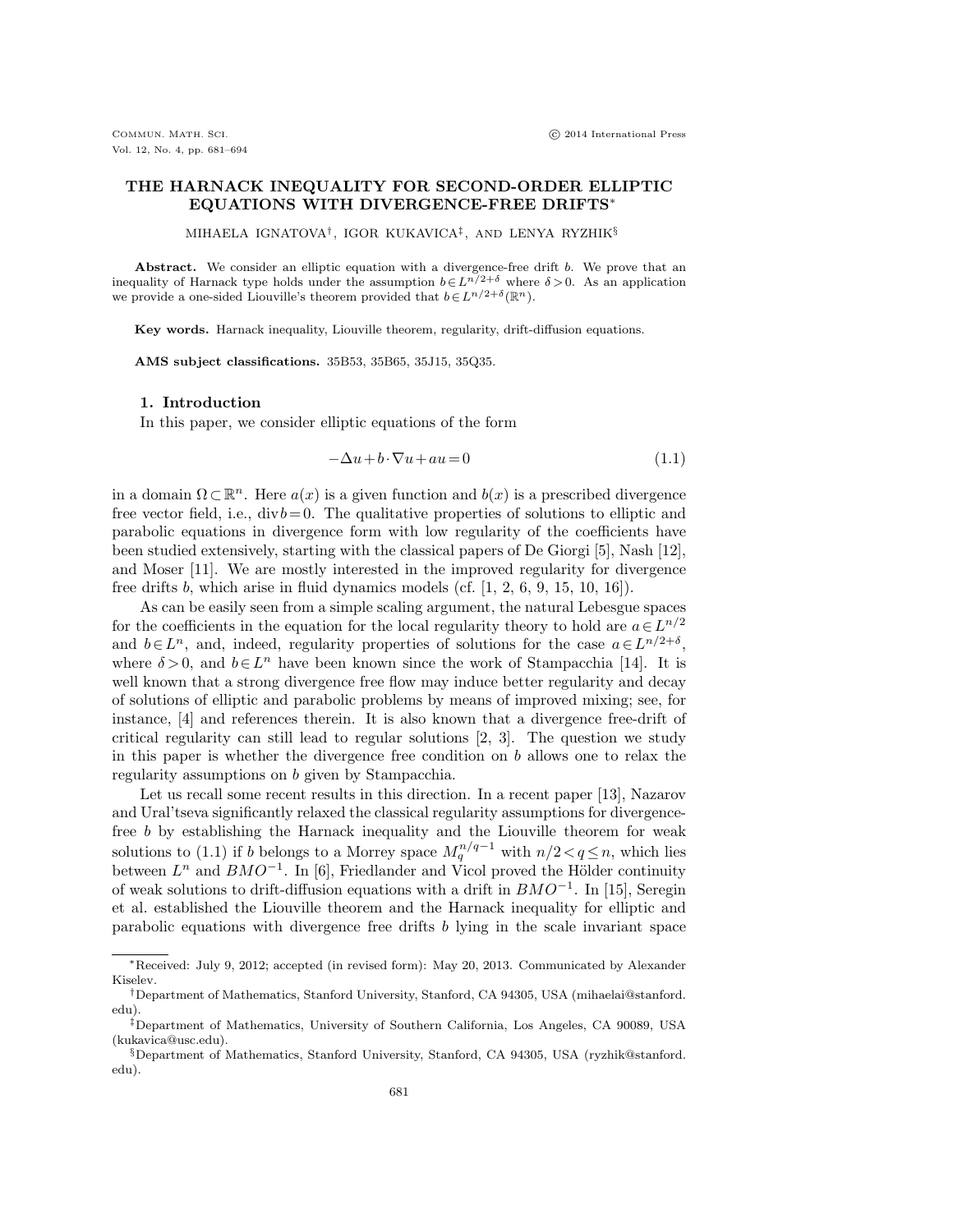# THE HARNACK INEQUALITY FOR SECOND-ORDER ELLIPTIC EQUATIONS WITH DIVERGENCE-FREE DRIFTS*

MIHAELA IGNATOVA†, IGOR KUKAVICA‡, AND LENYA RYZHIK§

**Abstract.** We consider an elliptic equation with a divergence-free drift $b$. We prove that an inequality of Harnack type holds under the assumption $b \in L^{n/2+\delta}$ where $\delta > 0$. As an application we provide a one-sided Liouville's theorem provided that $b \in L^{n/2+\delta}(\mathbb{R}^n)$.

**Key words.** Harnack inequality, Liouville theorem, regularity, drift-diffusion equations.

**AMS subject classifications.** 35B53, 35B65, 35J15, 35Q35.

## 1. Introduction

In this paper, we consider elliptic equations of the form

$$-\Delta u + b \cdot \nabla u + au = 0 \tag{1.1}$$

in a domain $\Omega \subset \mathbb{R}^n$. Here $a(x)$ is a given function and $b(x)$ is a prescribed divergence free vector field, i.e., $\operatorname{div} b = 0$. The qualitative properties of solutions to elliptic and parabolic equations in divergence form with low regularity of the coefficients have been studied extensively, starting with the classical papers of De Giorgi [5], Nash [12], and Moser [11]. We are mostly interested in the improved regularity for divergence free drifts $b$, which arise in fluid dynamics models (cf. [1, 2, 6, 9, 15, 10, 16]).

As can be easily seen from a simple scaling argument, the natural Lebesgue spaces for the coefficients in the equation for the local regularity theory to hold are $a \in L^{n/2}$ and $b \in L^n$, and, indeed, regularity properties of solutions for the case $a \in L^{n/2+\delta}$, where $\delta > 0$, and $b \in L^n$ have been known since the work of Stampacchia [14]. It is well known that a strong divergence free flow may induce better regularity and decay of solutions of elliptic and parabolic problems by means of improved mixing; see, for instance, [4] and references therein. It is also known that a divergence free-drift of critical regularity can still lead to regular solutions [2, 3]. The question we study in this paper is whether the divergence free condition on $b$ allows one to relax the regularity assumptions on $b$ given by Stampacchia.

Let us recall some recent results in this direction. In a recent paper [13], Nazarov and Ural'tseva significantly relaxed the classical regularity assumptions for divergence-free $b$ by establishing the Harnack inequality and the Liouville theorem for weak solutions to (1.1) if $b$ belongs to a Morrey space $M_q^{n/q-1}$ with $n/2 < q \leq n$, which lies between $L^n$ and $BMO^{-1}$. In [6], Friedlander and Vicol proved the Hölder continuity of weak solutions to drift-diffusion equations with a drift in $BMO^{-1}$. In [15], Seregin et al. established the Liouville theorem and the Harnack inequality for elliptic and parabolic equations with divergence free drifts $b$ lying in the scale invariant space

---

*Received: July 9, 2012; accepted (in revised form): May 20, 2013. Communicated by Alexander Kiselev.

†Department of Mathematics, Stanford University, Stanford, CA 94305, USA (mihaelai@stanford.edu).

‡Department of Mathematics, University of Southern California, Los Angeles, CA 90089, USA (kukavica@usc.edu).

§Department of Mathematics, Stanford University, Stanford, CA 94305, USA (ryzhik@stanford.edu).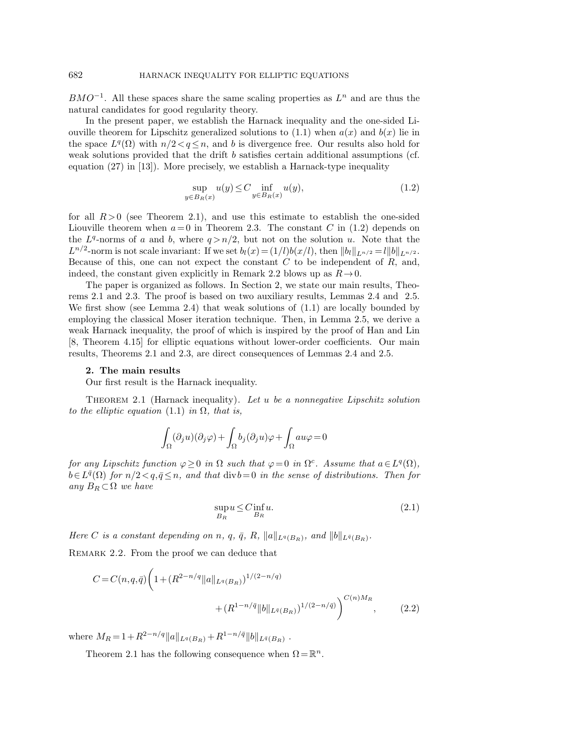$BMO^{-1}$. All these spaces share the same scaling properties as $L^n$ and are thus the natural candidates for good regularity theory.

In the present paper, we establish the Harnack inequality and the one-sided Liouville theorem for Lipschitz generalized solutions to (1.1) when $a(x)$ and $b(x)$ lie in the space $L^q(\Omega)$ with $n/2 < q \le n$, and $b$ is divergence free. Our results also hold for weak solutions provided that the drift $b$ satisfies certain additional assumptions (cf. equation (27) in [13]). More precisely, we establish a Harnack-type inequality

$$\sup_{y\in B_R(x)} u(y) \le C \inf_{y\in B_R(x)} u(y), \tag{1.2}$$

for all $R > 0$ (see Theorem 2.1), and use this estimate to establish the one-sided Liouville theorem when $a = 0$ in Theorem 2.3. The constant $C$ in (1.2) depends on the $L^q$-norms of $a$ and $b$, where $q > n/2$, but not on the solution $u$. Note that the $L^{n/2}$-norm is not scale invariant: If we set $b_l(x) = (1/l)b(x/l)$, then $\|b_l\|_{L^{n/2}} = l\|b\|_{L^{n/2}}$. Because of this, one can not expect the constant $C$ to be independent of $R$, and, indeed, the constant given explicitly in Remark 2.2 blows up as $R \to 0$.

The paper is organized as follows. In Section 2, we state our main results, Theorems 2.1 and 2.3. The proof is based on two auxiliary results, Lemmas 2.4 and 2.5. We first show (see Lemma 2.4) that weak solutions of (1.1) are locally bounded by employing the classical Moser iteration technique. Then, in Lemma 2.5, we derive a weak Harnack inequality, the proof of which is inspired by the proof of Han and Lin [8, Theorem 4.15] for elliptic equations without lower-order coefficients. Our main results, Theorems 2.1 and 2.3, are direct consequences of Lemmas 2.4 and 2.5.

## 2. The main results

Our first result is the Harnack inequality.

Theorem 2.1 (Harnack inequality). *Let $u$ be a nonnegative Lipschitz solution to the elliptic equation (1.1) in $\Omega$, that is,*

$$\int_\Omega (\partial_j u)(\partial_j \varphi) + \int_\Omega b_j(\partial_j u)\varphi + \int_\Omega a u\varphi = 0$$

*for any Lipschitz function $\varphi \ge 0$ in $\Omega$ such that $\varphi = 0$ in $\Omega^c$. Assume that $a \in L^q(\Omega)$, $b \in L^{\bar q}(\Omega)$ for $n/2 < q, \bar q \le n$, and that $\operatorname{div} b = 0$ in the sense of distributions. Then for any $B_R \subset \Omega$ we have*

$$\sup_{B_R} u \le C \inf_{B_R} u. \tag{2.1}$$

*Here $C$ is a constant depending on $n$, $q$, $\bar q$, $R$, $\|a\|_{L^q(B_R)}$, and $\|b\|_{L^{\bar q}(B_R)}$.*

Remark 2.2. From the proof we can deduce that

$$C = C(n,q,\bar q)\Big(1 + (R^{2-n/q}\|a\|_{L^q(B_R)})^{1/(2-n/q)} + (R^{1-n/\bar q}\|b\|_{L^{\bar q}(B_R)})^{1/(2-n/\bar q)}\Big)^{C(n)M_R}, \tag{2.2}$$

where $M_R = 1 + R^{2-n/q}\|a\|_{L^q(B_R)} + R^{1-n/\bar q}\|b\|_{L^{\bar q}(B_R)}$ .

Theorem 2.1 has the following consequence when $\Omega = \mathbb{R}^n$.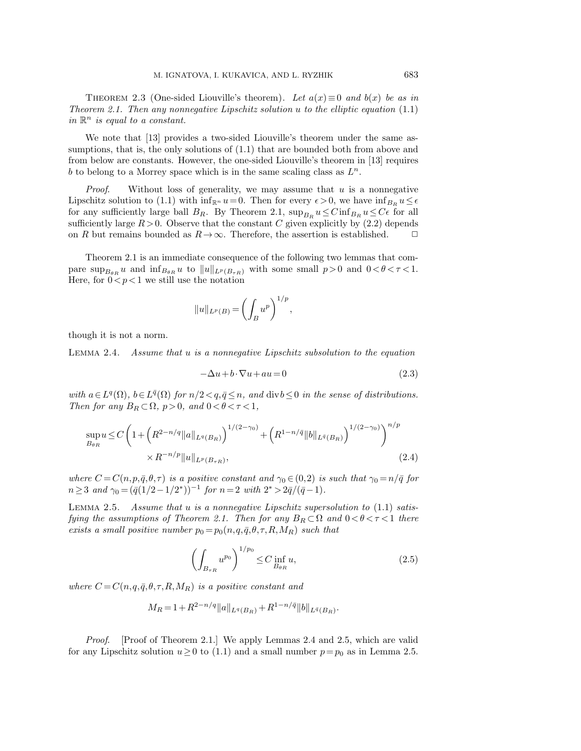THEOREM 2.3 (One-sided Liouville's theorem). *Let $a(x) \equiv 0$ and $b(x)$ be as in Theorem 2.1. Then any nonnegative Lipschitz solution $u$ to the elliptic equation* (1.1) *in $\mathbb{R}^n$ is equal to a constant.*

We note that [13] provides a two-sided Liouville's theorem under the same assumptions, that is, the only solutions of (1.1) that are bounded both from above and from below are constants. However, the one-sided Liouville's theorem in [13] requires $b$ to belong to a Morrey space which is in the same scaling class as $L^n$.

*Proof.* Without loss of generality, we may assume that $u$ is a nonnegative Lipschitz solution to (1.1) with $\inf_{\mathbb{R}^n} u = 0$. Then for every $\epsilon > 0$, we have $\inf_{B_R} u \le \epsilon$ for any sufficiently large ball $B_R$. By Theorem 2.1, $\sup_{B_R} u \le C \inf_{B_R} u \le C\epsilon$ for all sufficiently large $R > 0$. Observe that the constant $C$ given explicitly by (2.2) depends on $R$ but remains bounded as $R \to \infty$. Therefore, the assertion is established. $\square$

Theorem 2.1 is an immediate consequence of the following two lemmas that compare $\sup_{B_{\theta R}} u$ and $\inf_{B_{\theta R}} u$ to $\|u\|_{L^p(B_{\tau R})}$ with some small $p > 0$ and $0 < \theta < \tau < 1$. Here, for $0 < p < 1$ we still use the notation

$$\|u\|_{L^p(B)} = \left( \int_B u^p \right)^{1/p},$$

though it is not a norm.

LEMMA 2.4. *Assume that $u$ is a nonnegative Lipschitz subsolution to the equation*

$$-\Delta u + b \cdot \nabla u + au = 0 \tag{2.3}$$

*with $a \in L^q(\Omega)$, $b \in L^{\bar{q}}(\Omega)$ for $n/2 < q, \bar{q} \le n$, and $\operatorname{div} b \le 0$ in the sense of distributions. Then for any $B_R \subset \Omega$, $p > 0$, and $0 < \theta < \tau < 1$,*

$$\begin{aligned}\sup_{B_{\theta R}} u \le C &\left( 1 + \left( R^{2-n/q} \|a\|_{L^q(B_R)} \right)^{1/(2-\gamma_0)} + \left( R^{1-n/\bar{q}} \|b\|_{L^{\bar{q}}(B_R)} \right)^{1/(2-\gamma_0)} \right)^{n/p} \\ &\times R^{-n/p} \|u\|_{L^p(B_{\tau R})}, \end{aligned}\tag{2.4}$$

*where $C = C(n, p, \bar{q}, \theta, \tau)$ is a positive constant and $\gamma_0 \in (0,2)$ is such that $\gamma_0 = n/\bar{q}$ for $n \ge 3$ and $\gamma_0 = (\bar{q}(1/2 - 1/2^*))^{-1}$ for $n = 2$ with $2^* > 2\bar{q}/(\bar{q}-1)$.*

LEMMA 2.5. *Assume that $u$ is a nonnegative Lipschitz supersolution to* (1.1) *satisfying the assumptions of Theorem 2.1. Then for any $B_R \subset \Omega$ and $0 < \theta < \tau < 1$ there exists a small positive number $p_0 = p_0(n, q, \bar{q}, \theta, \tau, R, M_R)$ such that*

$$\left( \int_{B_{\tau R}} u^{p_0} \right)^{1/p_0} \le C \inf_{B_{\theta R}} u, \tag{2.5}$$

*where $C = C(n, q, \bar{q}, \theta, \tau, R, M_R)$ is a positive constant and*

$$M_R = 1 + R^{2-n/q} \|a\|_{L^q(B_R)} + R^{1-n/\bar{q}} \|b\|_{L^{\bar{q}}(B_R)}.$$

*Proof.* [Proof of Theorem 2.1.] We apply Lemmas 2.4 and 2.5, which are valid for any Lipschitz solution $u \ge 0$ to (1.1) and a small number $p = p_0$ as in Lemma 2.5.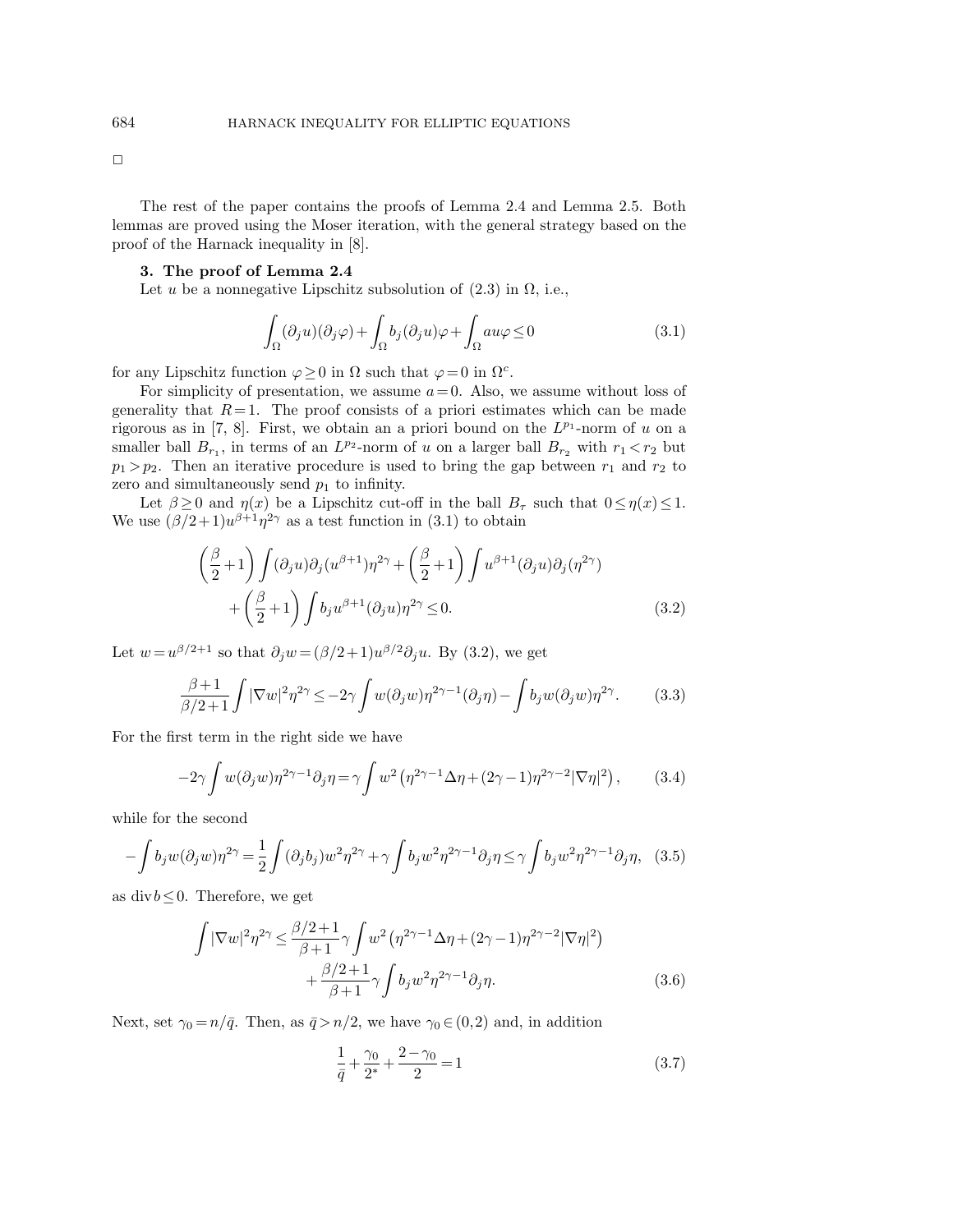□

The rest of the paper contains the proofs of Lemma 2.4 and Lemma 2.5. Both lemmas are proved using the Moser iteration, with the general strategy based on the proof of the Harnack inequality in [8].

## 3. The proof of Lemma 2.4

Let $u$ be a nonnegative Lipschitz subsolution of (2.3) in $\Omega$, i.e.,

$$\int_\Omega (\partial_j u)(\partial_j \varphi) + \int_\Omega b_j (\partial_j u)\varphi + \int_\Omega a u \varphi \le 0 \tag{3.1}$$

for any Lipschitz function $\varphi \ge 0$ in $\Omega$ such that $\varphi = 0$ in $\Omega^c$.

For simplicity of presentation, we assume $a=0$. Also, we assume without loss of generality that $R=1$. The proof consists of a priori estimates which can be made rigorous as in [7, 8]. First, we obtain an a priori bound on the $L^{p_1}$-norm of $u$ on a smaller ball $B_{r_1}$, in terms of an $L^{p_2}$-norm of $u$ on a larger ball $B_{r_2}$ with $r_1 < r_2$ but $p_1 > p_2$. Then an iterative procedure is used to bring the gap between $r_1$ and $r_2$ to zero and simultaneously send $p_1$ to infinity.

Let $\beta \ge 0$ and $\eta(x)$ be a Lipschitz cut-off in the ball $B_\tau$ such that $0 \le \eta(x) \le 1$. We use $(\beta/2+1)u^{\beta+1}\eta^{2\gamma}$ as a test function in (3.1) to obtain

$$\begin{aligned}
\left(\frac{\beta}{2}+1\right)\int (\partial_j u)\partial_j(u^{\beta+1})\eta^{2\gamma} + \left(\frac{\beta}{2}+1\right)\int u^{\beta+1}(\partial_j u)\partial_j(\eta^{2\gamma}) \\
+ \left(\frac{\beta}{2}+1\right)\int b_j u^{\beta+1}(\partial_j u)\eta^{2\gamma} \le 0.
\end{aligned} \tag{3.2}$$

Let $w = u^{\beta/2+1}$ so that $\partial_j w = (\beta/2+1)u^{\beta/2}\partial_j u$. By (3.2), we get

$$\frac{\beta+1}{\beta/2+1}\int |\nabla w|^2 \eta^{2\gamma} \le -2\gamma \int w(\partial_j w)\eta^{2\gamma-1}(\partial_j \eta) - \int b_j w(\partial_j w)\eta^{2\gamma}. \tag{3.3}$$

For the first term in the right side we have

$$-2\gamma \int w(\partial_j w)\eta^{2\gamma-1}\partial_j \eta = \gamma \int w^2 \left(\eta^{2\gamma-1}\Delta\eta + (2\gamma-1)\eta^{2\gamma-2}|\nabla \eta|^2\right), \tag{3.4}$$

while for the second

$$-\int b_j w(\partial_j w)\eta^{2\gamma} = \frac{1}{2}\int (\partial_j b_j) w^2 \eta^{2\gamma} + \gamma \int b_j w^2 \eta^{2\gamma-1}\partial_j \eta \le \gamma \int b_j w^2 \eta^{2\gamma-1}\partial_j \eta, \tag{3.5}$$

as $\operatorname{div} b \le 0$. Therefore, we get

$$\begin{aligned}
\int |\nabla w|^2 \eta^{2\gamma} \le \frac{\beta/2+1}{\beta+1}\gamma \int w^2 \left(\eta^{2\gamma-1}\Delta\eta + (2\gamma-1)\eta^{2\gamma-2}|\nabla\eta|^2\right) \\
+ \frac{\beta/2+1}{\beta+1}\gamma \int b_j w^2 \eta^{2\gamma-1}\partial_j \eta.
\end{aligned} \tag{3.6}$$

Next, set $\gamma_0 = n/\bar{q}$. Then, as $\bar{q} > n/2$, we have $\gamma_0 \in (0,2)$ and, in addition

$$\frac{1}{\bar{q}} + \frac{\gamma_0}{2^*} + \frac{2-\gamma_0}{2} = 1 \tag{3.7}$$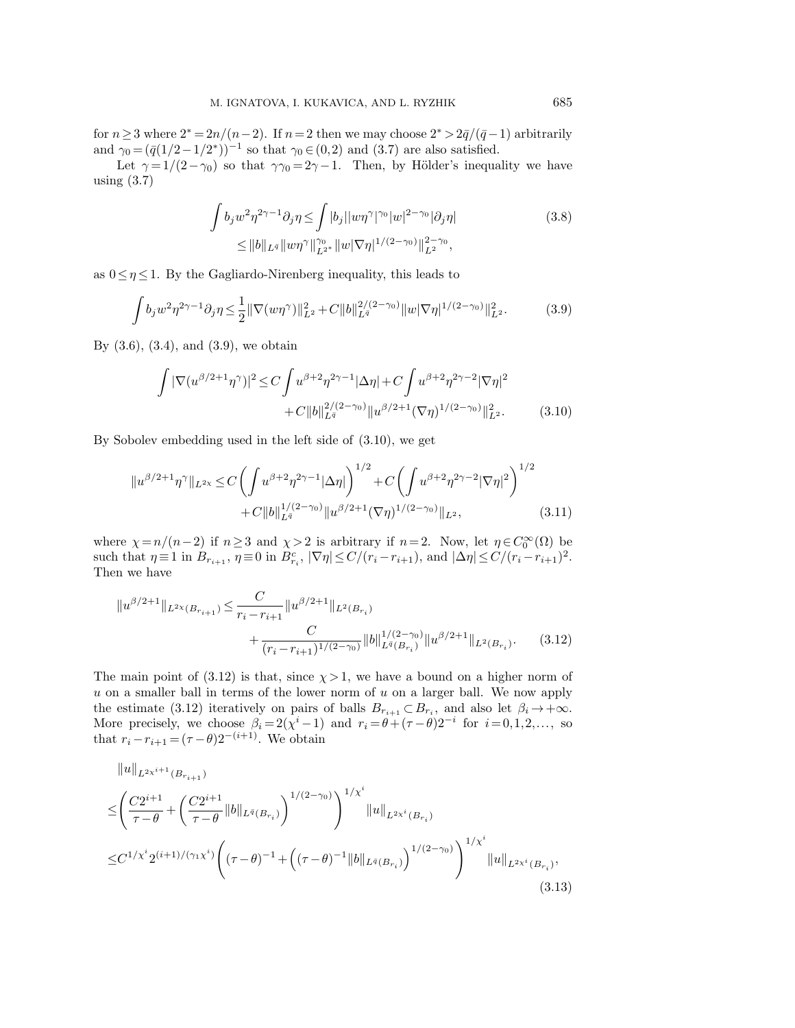for $n \geq 3$ where $2^* = 2n/(n-2)$. If $n=2$ then we may choose $2^* > 2\bar{q}/(\bar{q}-1)$ arbitrarily and $\gamma_0 = (\bar{q}(1/2 - 1/2^*))^{-1}$ so that $\gamma_0 \in (0,2)$ and (3.7) are also satisfied.

Let $\gamma = 1/(2-\gamma_0)$ so that $\gamma\gamma_0 = 2\gamma - 1$. Then, by Hölder's inequality we have using (3.7)

$$\begin{aligned}\int b_j w^2 \eta^{2\gamma-1} \partial_j \eta &\leq \int |b_j| |w\eta^\gamma|^{\gamma_0} |w|^{2-\gamma_0} |\partial_j \eta| \\ &\leq \|b\|_{L^{\bar{q}}} \|w\eta^\gamma\|_{L^{2^*}}^{\gamma_0} \|w|\nabla\eta|^{1/(2-\gamma_0)}\|_{L^2}^{2-\gamma_0},\end{aligned} \tag{3.8}$$

as $0 \leq \eta \leq 1$. By the Gagliardo-Nirenberg inequality, this leads to

$$\int b_j w^2 \eta^{2\gamma-1} \partial_j \eta \leq \frac{1}{2} \|\nabla(w\eta^\gamma)\|_{L^2}^2 + C\|b\|_{L^{\bar{q}}}^{2/(2-\gamma_0)} \|w|\nabla\eta|^{1/(2-\gamma_0)}\|_{L^2}^2. \tag{3.9}$$

By (3.6), (3.4), and (3.9), we obtain

$$\begin{aligned}\int |\nabla(u^{\beta/2+1}\eta^\gamma)|^2 \leq C \int u^{\beta+2} \eta^{2\gamma-1} |\Delta\eta| + C \int u^{\beta+2} \eta^{2\gamma-2} |\nabla\eta|^2 \\ + C\|b\|_{L^{\bar{q}}}^{2/(2-\gamma_0)} \|u^{\beta/2+1}(\nabla\eta)^{1/(2-\gamma_0)}\|_{L^2}^2.\end{aligned} \tag{3.10}$$

By Sobolev embedding used in the left side of (3.10), we get

$$\begin{aligned}\|u^{\beta/2+1}\eta^\gamma\|_{L^{2\chi}} \leq C \left( \int u^{\beta+2} \eta^{2\gamma-1} |\Delta\eta| \right)^{1/2} + C \left( \int u^{\beta+2} \eta^{2\gamma-2} |\nabla\eta|^2 \right)^{1/2} \\ + C\|b\|_{L^{\bar{q}}}^{1/(2-\gamma_0)} \|u^{\beta/2+1}(\nabla\eta)^{1/(2-\gamma_0)}\|_{L^2},\end{aligned} \tag{3.11}$$

where $\chi = n/(n-2)$ if $n \geq 3$ and $\chi > 2$ is arbitrary if $n=2$. Now, let $\eta \in C_0^\infty(\Omega)$ be such that $\eta \equiv 1$ in $B_{r_{i+1}}$, $\eta \equiv 0$ in $B_{r_i}^c$, $|\nabla\eta| \leq C/(r_i - r_{i+1})$, and $|\Delta\eta| \leq C/(r_i - r_{i+1})^2$. Then we have

$$\begin{aligned}\|u^{\beta/2+1}\|_{L^{2\chi}(B_{r_{i+1}})} \leq \frac{C}{r_i - r_{i+1}} \|u^{\beta/2+1}\|_{L^2(B_{r_i})} \\ + \frac{C}{(r_i - r_{i+1})^{1/(2-\gamma_0)}} \|b\|_{L^{\bar{q}}(B_{r_i})}^{1/(2-\gamma_0)} \|u^{\beta/2+1}\|_{L^2(B_{r_i})}.\end{aligned} \tag{3.12}$$

The main point of (3.12) is that, since $\chi > 1$, we have a bound on a higher norm of $u$ on a smaller ball in terms of the lower norm of $u$ on a larger ball. We now apply the estimate (3.12) iteratively on pairs of balls $B_{r_{i+1}} \subset B_{r_i}$, and also let $\beta_i \to +\infty$. More precisely, we choose $\beta_i = 2(\chi^i - 1)$ and $r_i = \theta + (\tau - \theta)2^{-i}$ for $i = 0, 1, 2, \ldots$, so that $r_i - r_{i+1} = (\tau - \theta)2^{-(i+1)}$. We obtain

$$\begin{aligned}&\|u\|_{L^{2\chi^{i+1}}(B_{r_{i+1}})} \\ &\leq \left( \frac{C2^{i+1}}{\tau - \theta} + \left( \frac{C2^{i+1}}{\tau - \theta} \|b\|_{L^{\bar{q}}(B_{r_i})} \right)^{1/(2-\gamma_0)} \right)^{1/\chi^i} \|u\|_{L^{2\chi^i}(B_{r_i})} \\ &\leq C^{1/\chi^i} 2^{(i+1)/(\gamma_1\chi^i)} \left( (\tau-\theta)^{-1} + \left( (\tau-\theta)^{-1} \|b\|_{L^{\bar{q}}(B_{r_i})} \right)^{1/(2-\gamma_0)} \right)^{1/\chi^i} \|u\|_{L^{2\chi^i}(B_{r_i})},\end{aligned} \tag{3.13}$$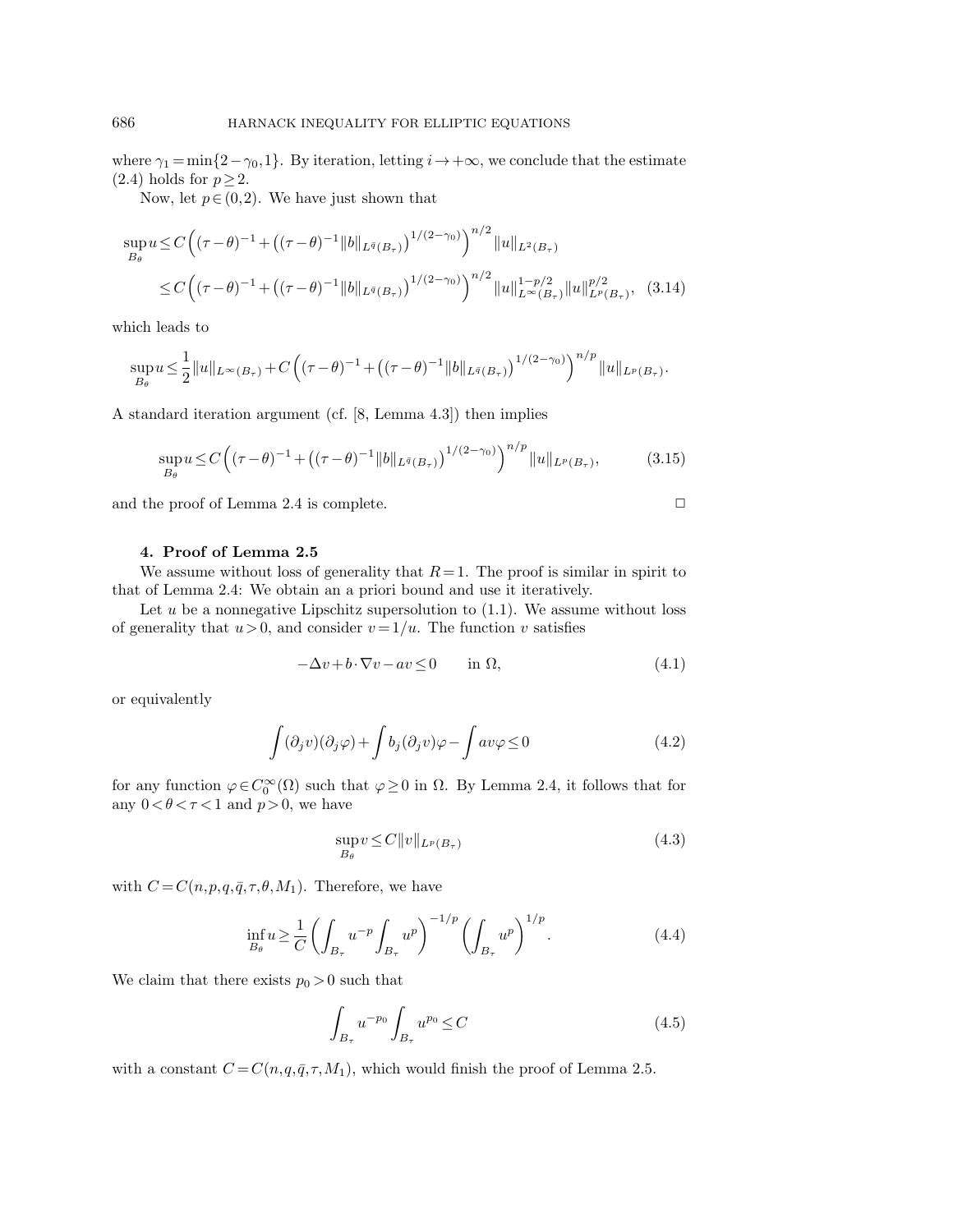where $\gamma_1 = \min\{2-\gamma_0, 1\}$. By iteration, letting $i \to +\infty$, we conclude that the estimate (2.4) holds for $p \geq 2$.

Now, let $p \in (0,2)$. We have just shown that

$$
\begin{aligned}
\sup_{B_\theta} u &\leq C\Big((\tau-\theta)^{-1} + \big((\tau-\theta)^{-1}\|b\|_{L^{\bar{q}}(B_\tau)}\big)^{1/(2-\gamma_0)}\Big)^{n/2} \|u\|_{L^2(B_\tau)} \\
&\leq C\Big((\tau-\theta)^{-1} + \big((\tau-\theta)^{-1}\|b\|_{L^{\bar{q}}(B_\tau)}\big)^{1/(2-\gamma_0)}\Big)^{n/2} \|u\|_{L^\infty(B_\tau)}^{1-p/2} \|u\|_{L^p(B_\tau)}^{p/2}, \quad (3.14)
\end{aligned}
$$

which leads to

$$
\sup_{B_\theta} u \leq \frac{1}{2}\|u\|_{L^\infty(B_\tau)} + C\Big((\tau-\theta)^{-1} + \big((\tau-\theta)^{-1}\|b\|_{L^{\bar{q}}(B_\tau)}\big)^{1/(2-\gamma_0)}\Big)^{n/p} \|u\|_{L^p(B_\tau)}.
$$

A standard iteration argument (cf. [8, Lemma 4.3]) then implies

$$
\sup_{B_\theta} u \leq C\Big((\tau-\theta)^{-1} + \big((\tau-\theta)^{-1}\|b\|_{L^{\bar{q}}(B_\tau)}\big)^{1/(2-\gamma_0)}\Big)^{n/p} \|u\|_{L^p(B_\tau)}, \qquad (3.15)
$$

and the proof of Lemma 2.4 is complete. $\square$

## 4. Proof of Lemma 2.5

We assume without loss of generality that $R=1$. The proof is similar in spirit to that of Lemma 2.4: We obtain an a priori bound and use it iteratively.

Let $u$ be a nonnegative Lipschitz supersolution to (1.1). We assume without loss of generality that $u>0$, and consider $v=1/u$. The function $v$ satisfies

$$
-\Delta v + b\cdot\nabla v - av \leq 0 \qquad \text{in } \Omega, \qquad (4.1)
$$

or equivalently

$$
\int (\partial_j v)(\partial_j \varphi) + \int b_j(\partial_j v)\varphi - \int av\varphi \leq 0 \qquad (4.2)
$$

for any function $\varphi \in C_0^\infty(\Omega)$ such that $\varphi \geq 0$ in $\Omega$. By Lemma 2.4, it follows that for any $0<\theta<\tau<1$ and $p>0$, we have

$$
\sup_{B_\theta} v \leq C\|v\|_{L^p(B_\tau)} \qquad (4.3)
$$

with $C = C(n,p,q,\bar{q},\tau,\theta,M_1)$. Therefore, we have

$$
\inf_{B_\theta} u \geq \frac{1}{C}\left(\int_{B_\tau} u^{-p}\int_{B_\tau} u^p\right)^{-1/p}\left(\int_{B_\tau} u^p\right)^{1/p}. \qquad (4.4)
$$

We claim that there exists $p_0>0$ such that

$$
\int_{B_\tau} u^{-p_0}\int_{B_\tau} u^{p_0} \leq C \qquad (4.5)
$$

with a constant $C = C(n,q,\bar{q},\tau,M_1)$, which would finish the proof of Lemma 2.5.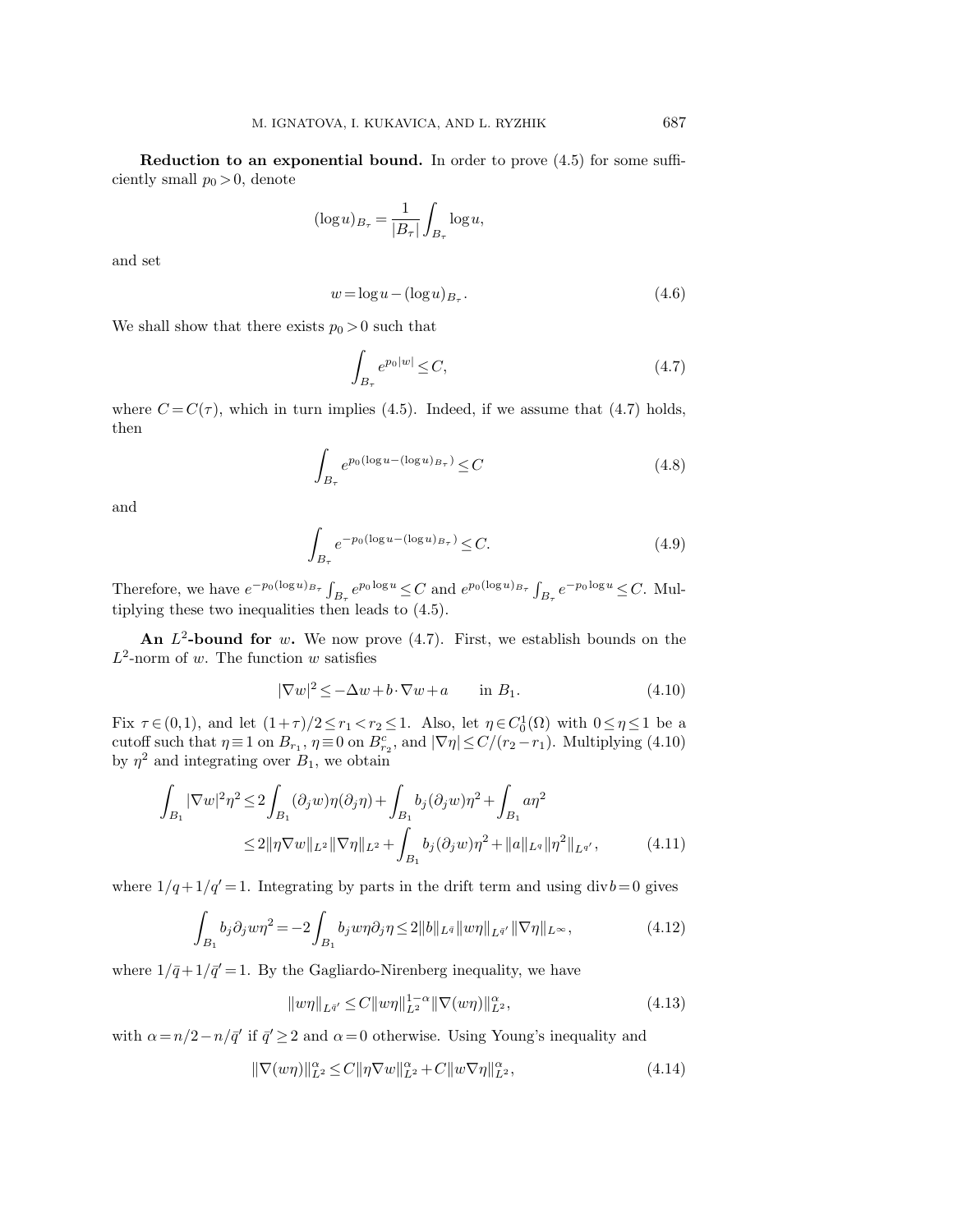**Reduction to an exponential bound.** In order to prove (4.5) for some sufficiently small $p_0 > 0$, denote

$$(\log u)_{B_\tau} = \frac{1}{|B_\tau|}\int_{B_\tau} \log u,$$

and set

$$w = \log u - (\log u)_{B_\tau}. \tag{4.6}$$

We shall show that there exists $p_0 > 0$ such that

$$\int_{B_\tau} e^{p_0|w|} \le C, \tag{4.7}$$

where $C = C(\tau)$, which in turn implies (4.5). Indeed, if we assume that (4.7) holds, then

$$\int_{B_\tau} e^{p_0(\log u - (\log u)_{B_\tau})} \le C \tag{4.8}$$

and

$$\int_{B_\tau} e^{-p_0(\log u - (\log u)_{B_\tau})} \le C. \tag{4.9}$$

Therefore, we have $e^{-p_0(\log u)_{B_\tau}}\int_{B_\tau} e^{p_0 \log u} \le C$ and $e^{p_0(\log u)_{B_\tau}}\int_{B_\tau} e^{-p_0 \log u} \le C$. Multiplying these two inequalities then leads to (4.5).

**An $L^2$-bound for $w$.** We now prove (4.7). First, we establish bounds on the $L^2$-norm of $w$. The function $w$ satisfies

$$|\nabla w|^2 \le -\Delta w + b\cdot\nabla w + a \qquad \text{in } B_1. \tag{4.10}$$

Fix $\tau \in (0,1)$, and let $(1+\tau)/2 \le r_1 < r_2 \le 1$. Also, let $\eta \in C_0^1(\Omega)$ with $0 \le \eta \le 1$ be a cutoff such that $\eta \equiv 1$ on $B_{r_1}$, $\eta \equiv 0$ on $B_{r_2}^c$, and $|\nabla\eta| \le C/(r_2 - r_1)$. Multiplying (4.10) by $\eta^2$ and integrating over $B_1$, we obtain

$$\begin{aligned}
\int_{B_1} |\nabla w|^2\eta^2 &\le 2\int_{B_1} (\partial_j w)\eta(\partial_j \eta) + \int_{B_1} b_j(\partial_j w)\eta^2 + \int_{B_1} a\eta^2 \\
&\le 2\|\eta\nabla w\|_{L^2}\|\nabla\eta\|_{L^2} + \int_{B_1} b_j(\partial_j w)\eta^2 + \|a\|_{L^q}\|\eta^2\|_{L^{q'}},
\end{aligned} \tag{4.11}$$

where $1/q + 1/q' = 1$. Integrating by parts in the drift term and using $\operatorname{div} b = 0$ gives

$$\int_{B_1} b_j \partial_j w \eta^2 = -2\int_{B_1} b_j w\eta\partial_j\eta \le 2\|b\|_{L^{\bar q}}\|w\eta\|_{L^{\bar q'}}\|\nabla\eta\|_{L^\infty}, \tag{4.12}$$

where $1/\bar q + 1/\bar q' = 1$. By the Gagliardo-Nirenberg inequality, we have

$$\|w\eta\|_{L^{\bar q'}} \le C\|w\eta\|_{L^2}^{1-\alpha}\|\nabla(w\eta)\|_{L^2}^{\alpha}, \tag{4.13}$$

with $\alpha = n/2 - n/\bar q'$ if $\bar q' \ge 2$ and $\alpha = 0$ otherwise. Using Young's inequality and

$$\|\nabla(w\eta)\|_{L^2}^{\alpha} \le C\|\eta\nabla w\|_{L^2}^{\alpha} + C\|w\nabla\eta\|_{L^2}^{\alpha}, \tag{4.14}$$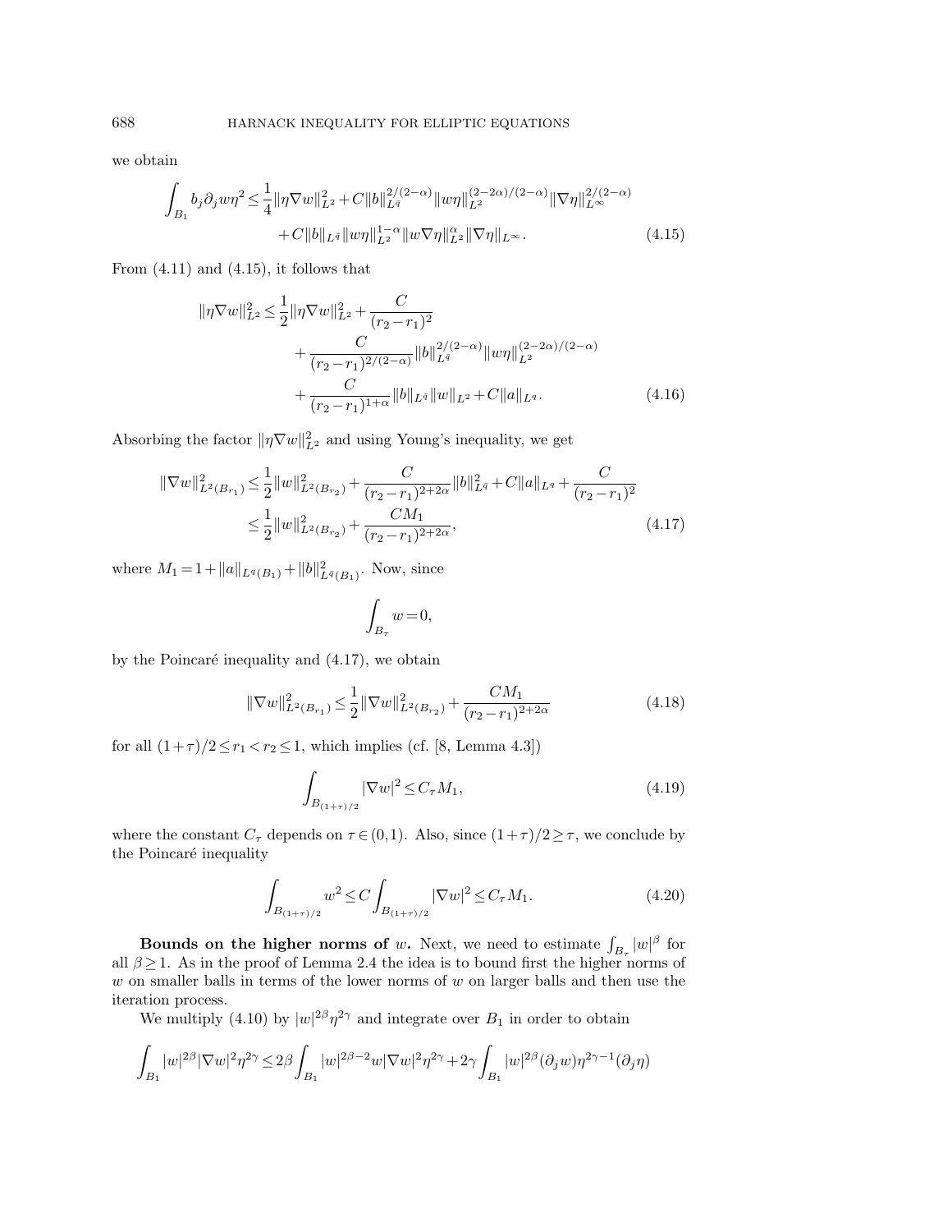we obtain

$$\int_{B_1} b_j \partial_j w \eta^2 \le \frac{1}{4}\|\eta \nabla w\|_{L^2}^2 + C\|b\|_{L^{\bar q}}^{2/(2-\alpha)} \|w\eta\|_{L^2}^{(2-2\alpha)/(2-\alpha)} \|\nabla \eta\|_{L^\infty}^{2/(2-\alpha)} + C\|b\|_{L^{\bar q}} \|w\eta\|_{L^2}^{1-\alpha} \|w \nabla \eta\|_{L^2}^{\alpha} \|\nabla \eta\|_{L^\infty}. \tag{4.15}$$

From (4.11) and (4.15), it follows that

$$\|\eta \nabla w\|_{L^2}^2 \le \frac{1}{2}\|\eta \nabla w\|_{L^2}^2 + \frac{C}{(r_2-r_1)^2} + \frac{C}{(r_2-r_1)^{2/(2-\alpha)}} \|b\|_{L^{\bar q}}^{2/(2-\alpha)} \|w\eta\|_{L^2}^{(2-2\alpha)/(2-\alpha)} + \frac{C}{(r_2-r_1)^{1+\alpha}} \|b\|_{L^{\bar q}} \|w\|_{L^2} + C\|a\|_{L^q}. \tag{4.16}$$

Absorbing the factor $\|\eta \nabla w\|_{L^2}^2$ and using Young's inequality, we get

$$\begin{aligned}\|\nabla w\|_{L^2(B_{r_1})}^2 &\le \frac{1}{2}\|w\|_{L^2(B_{r_2})}^2 + \frac{C}{(r_2-r_1)^{2+2\alpha}} \|b\|_{L^{\bar q}}^2 + C\|a\|_{L^q} + \frac{C}{(r_2-r_1)^2} \\ &\le \frac{1}{2}\|w\|_{L^2(B_{r_2})}^2 + \frac{CM_1}{(r_2-r_1)^{2+2\alpha}},\end{aligned} \tag{4.17}$$

where $M_1 = 1 + \|a\|_{L^q(B_1)} + \|b\|_{L^{\bar q}(B_1)}^2$. Now, since

$$\int_{B_\tau} w = 0,$$

by the Poincaré inequality and (4.17), we obtain

$$\|\nabla w\|_{L^2(B_{r_1})}^2 \le \frac{1}{2}\|\nabla w\|_{L^2(B_{r_2})}^2 + \frac{CM_1}{(r_2-r_1)^{2+2\alpha}} \tag{4.18}$$

for all $(1+\tau)/2 \le r_1 < r_2 \le 1$, which implies (cf. [8, Lemma 4.3])

$$\int_{B_{(1+\tau)/2}} |\nabla w|^2 \le C_\tau M_1, \tag{4.19}$$

where the constant $C_\tau$ depends on $\tau \in (0,1)$. Also, since $(1+\tau)/2 \ge \tau$, we conclude by the Poincaré inequality

$$\int_{B_{(1+\tau)/2}} w^2 \le C \int_{B_{(1+\tau)/2}} |\nabla w|^2 \le C_\tau M_1. \tag{4.20}$$

**Bounds on the higher norms of** $w$**.** Next, we need to estimate $\int_{B_\tau} |w|^\beta$ for all $\beta \ge 1$. As in the proof of Lemma 2.4 the idea is to bound first the higher norms of $w$ on smaller balls in terms of the lower norms of $w$ on larger balls and then use the iteration process.

We multiply (4.10) by $|w|^{2\beta} \eta^{2\gamma}$ and integrate over $B_1$ in order to obtain

$$\int_{B_1} |w|^{2\beta} |\nabla w|^2 \eta^{2\gamma} \le 2\beta \int_{B_1} |w|^{2\beta-2} w |\nabla w|^2 \eta^{2\gamma} + 2\gamma \int_{B_1} |w|^{2\beta} (\partial_j w) \eta^{2\gamma-1} (\partial_j \eta)$$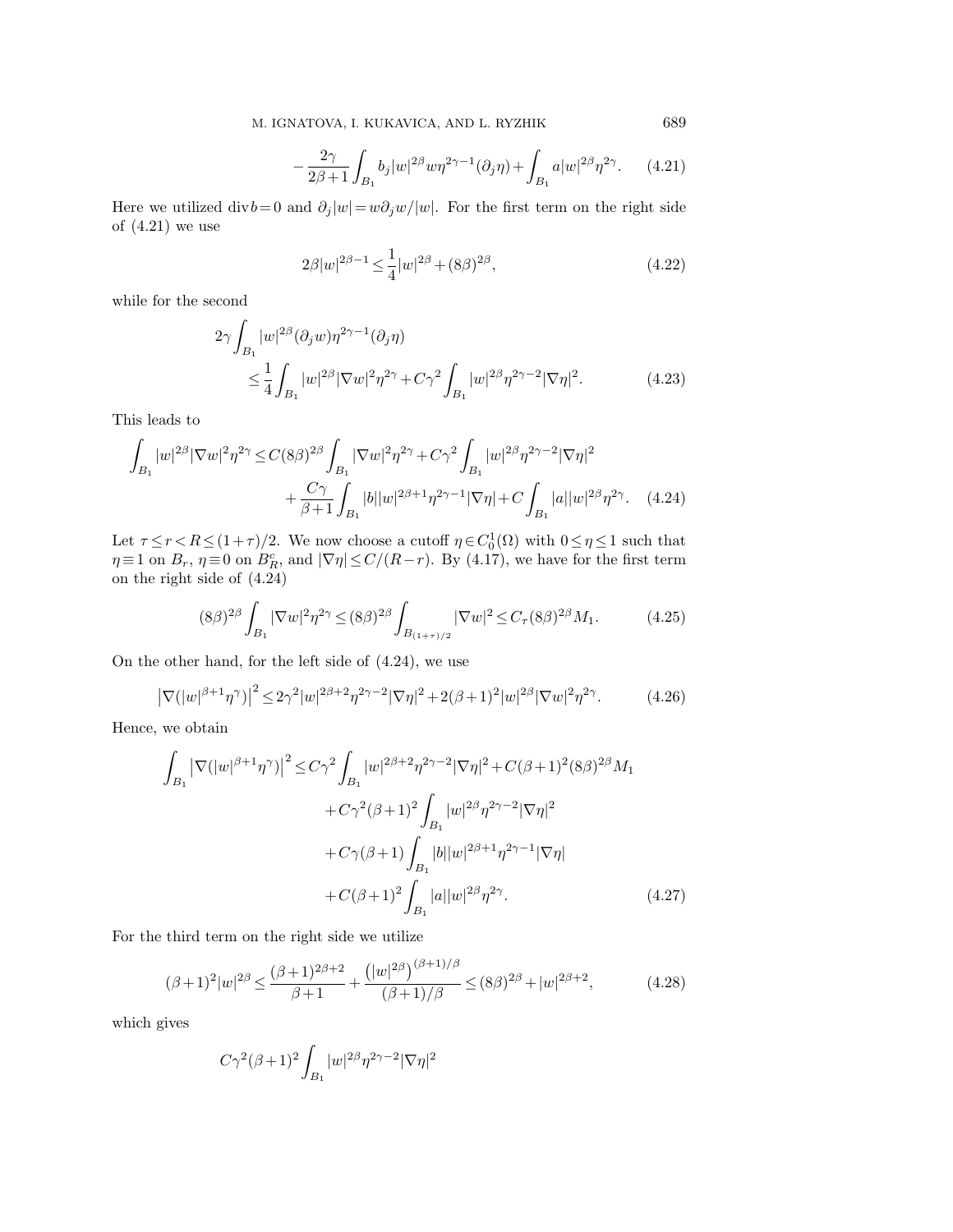$$
-\frac{2\gamma}{2\beta+1}\int_{B_1} b_j |w|^{2\beta} w \eta^{2\gamma-1}(\partial_j \eta) + \int_{B_1} a|w|^{2\beta}\eta^{2\gamma}. \tag{4.21}
$$

Here we utilized $\operatorname{div} b = 0$ and $\partial_j |w| = w\partial_j w/|w|$. For the first term on the right side of (4.21) we use

$$
2\beta |w|^{2\beta-1} \le \frac{1}{4}|w|^{2\beta} + (8\beta)^{2\beta}, \tag{4.22}
$$

while for the second

$$
\begin{aligned}
2\gamma \int_{B_1} &|w|^{2\beta}(\partial_j w)\eta^{2\gamma-1}(\partial_j \eta) \\
&\le \frac{1}{4}\int_{B_1} |w|^{2\beta}|\nabla w|^2 \eta^{2\gamma} + C\gamma^2 \int_{B_1} |w|^{2\beta}\eta^{2\gamma-2}|\nabla \eta|^2.
\end{aligned} \tag{4.23}
$$

This leads to

$$
\begin{aligned}
\int_{B_1} |w|^{2\beta}|\nabla w|^2 \eta^{2\gamma} \le{}& C(8\beta)^{2\beta}\int_{B_1} |\nabla w|^2 \eta^{2\gamma} + C\gamma^2 \int_{B_1} |w|^{2\beta}\eta^{2\gamma-2}|\nabla \eta|^2 \\
&+ \frac{C\gamma}{\beta+1}\int_{B_1} |b||w|^{2\beta+1}\eta^{2\gamma-1}|\nabla \eta| + C\int_{B_1} |a||w|^{2\beta}\eta^{2\gamma}.
\end{aligned} \tag{4.24}
$$

Let $\tau \le r < R \le (1+\tau)/2$. We now choose a cutoff $\eta \in C_0^1(\Omega)$ with $0 \le \eta \le 1$ such that $\eta \equiv 1$ on $B_r$, $\eta \equiv 0$ on $B_R^c$, and $|\nabla \eta| \le C/(R-r)$. By (4.17), we have for the first term on the right side of (4.24)

$$
(8\beta)^{2\beta}\int_{B_1} |\nabla w|^2 \eta^{2\gamma} \le (8\beta)^{2\beta}\int_{B_{(1+\tau)/2}} |\nabla w|^2 \le C_\tau (8\beta)^{2\beta} M_1. \tag{4.25}
$$

On the other hand, for the left side of (4.24), we use

$$
\left|\nabla(|w|^{\beta+1}\eta^\gamma)\right|^2 \le 2\gamma^2 |w|^{2\beta+2}\eta^{2\gamma-2}|\nabla \eta|^2 + 2(\beta+1)^2|w|^{2\beta}|\nabla w|^2 \eta^{2\gamma}. \tag{4.26}
$$

Hence, we obtain

$$
\begin{aligned}
\int_{B_1} \left|\nabla(|w|^{\beta+1}\eta^\gamma)\right|^2 \le{}& C\gamma^2 \int_{B_1} |w|^{2\beta+2}\eta^{2\gamma-2}|\nabla \eta|^2 + C(\beta+1)^2(8\beta)^{2\beta}M_1 \\
&+ C\gamma^2(\beta+1)^2 \int_{B_1} |w|^{2\beta}\eta^{2\gamma-2}|\nabla \eta|^2 \\
&+ C\gamma(\beta+1)\int_{B_1} |b||w|^{2\beta+1}\eta^{2\gamma-1}|\nabla \eta| \\
&+ C(\beta+1)^2 \int_{B_1} |a||w|^{2\beta}\eta^{2\gamma}.
\end{aligned} \tag{4.27}
$$

For the third term on the right side we utilize

$$
(\beta+1)^2 |w|^{2\beta} \le \frac{(\beta+1)^{2\beta+2}}{\beta+1} + \frac{\left(|w|^{2\beta}\right)^{(\beta+1)/\beta}}{(\beta+1)/\beta} \le (8\beta)^{2\beta} + |w|^{2\beta+2}, \tag{4.28}
$$

which gives

$$
C\gamma^2(\beta+1)^2 \int_{B_1} |w|^{2\beta}\eta^{2\gamma-2}|\nabla \eta|^2
$$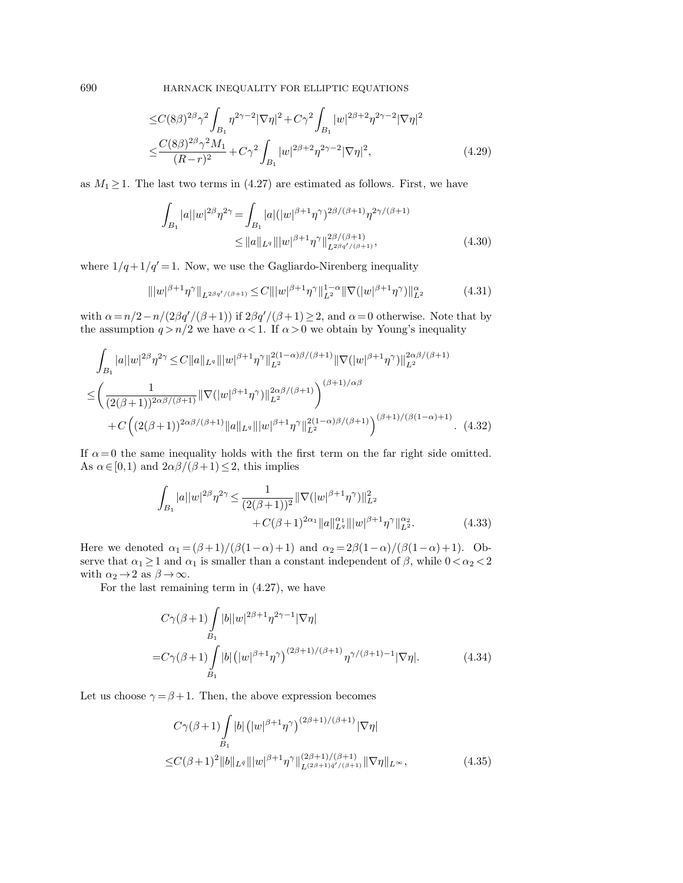$$
\begin{aligned}
&\leq C(8\beta)^{2\beta}\gamma^2\int_{B_1}\eta^{2\gamma-2}|\nabla\eta|^2+C\gamma^2\int_{B_1}|w|^{2\beta+2}\eta^{2\gamma-2}|\nabla\eta|^2\\
&\leq \frac{C(8\beta)^{2\beta}\gamma^2 M_1}{(R-r)^2}+C\gamma^2\int_{B_1}|w|^{2\beta+2}\eta^{2\gamma-2}|\nabla\eta|^2, \qquad (4.29)
\end{aligned}
$$

as $M_1\geq 1$. The last two terms in (4.27) are estimated as follows. First, we have

$$
\begin{aligned}
\int_{B_1}|a||w|^{2\beta}\eta^{2\gamma}&=\int_{B_1}|a|(|w|^{\beta+1}\eta^{\gamma})^{2\beta/(\beta+1)}\eta^{2\gamma/(\beta+1)}\\
&\leq \|a\|_{L^q}\||w|^{\beta+1}\eta^{\gamma}\|^{2\beta/(\beta+1)}_{L^{2\beta q'/(\beta+1)}}, \qquad (4.30)
\end{aligned}
$$

where $1/q+1/q'=1$. Now, we use the Gagliardo-Nirenberg inequality

$$
\||w|^{\beta+1}\eta^{\gamma}\|_{L^{2\beta q'/(\beta+1)}}\leq C\||w|^{\beta+1}\eta^{\gamma}\|^{1-\alpha}_{L^2}\|\nabla(|w|^{\beta+1}\eta^{\gamma})\|^{\alpha}_{L^2} \qquad (4.31)
$$

with $\alpha=n/2-n/(2\beta q'/(\beta+1))$ if $2\beta q'/(\beta+1)\geq 2$, and $\alpha=0$ otherwise. Note that by the assumption $q>n/2$ we have $\alpha<1$. If $\alpha>0$ we obtain by Young's inequality

$$
\begin{aligned}
&\int_{B_1}|a||w|^{2\beta}\eta^{2\gamma}\leq C\|a\|_{L^q}\||w|^{\beta+1}\eta^{\gamma}\|^{2(1-\alpha)\beta/(\beta+1)}_{L^2}\|\nabla(|w|^{\beta+1}\eta^{\gamma})\|^{2\alpha\beta/(\beta+1)}_{L^2}\\
&\leq\left(\frac{1}{(2(\beta+1))^{2\alpha\beta/(\beta+1)}}\|\nabla(|w|^{\beta+1}\eta^{\gamma})\|^{2\alpha\beta/(\beta+1)}_{L^2}\right)^{(\beta+1)/\alpha\beta}\\
&\quad+C\left((2(\beta+1))^{2\alpha\beta/(\beta+1)}\|a\|_{L^q}\||w|^{\beta+1}\eta^{\gamma}\|^{2(1-\alpha)\beta/(\beta+1)}_{L^2}\right)^{(\beta+1)/(\beta(1-\alpha)+1)}. \qquad (4.32)
\end{aligned}
$$

If $\alpha=0$ the same inequality holds with the first term on the far right side omitted. As $\alpha\in[0,1)$ and $2\alpha\beta/(\beta+1)\leq 2$, this implies

$$
\begin{aligned}
\int_{B_1}|a||w|^{2\beta}\eta^{2\gamma}\leq&\frac{1}{(2(\beta+1))^2}\|\nabla(|w|^{\beta+1}\eta^{\gamma})\|^2_{L^2}\\
&+C(\beta+1)^{2\alpha_1}\|a\|^{\alpha_1}_{L^q}\||w|^{\beta+1}\eta^{\gamma}\|^{\alpha_2}_{L^2}. \qquad (4.33)
\end{aligned}
$$

Here we denoted $\alpha_1=(\beta+1)/(\beta(1-\alpha)+1)$ and $\alpha_2=2\beta(1-\alpha)/(\beta(1-\alpha)+1)$. Observe that $\alpha_1\geq 1$ and $\alpha_1$ is smaller than a constant independent of $\beta$, while $0<\alpha_2<2$ with $\alpha_2\to 2$ as $\beta\to\infty$.

For the last remaining term in (4.27), we have

$$
\begin{aligned}
&C\gamma(\beta+1)\int_{B_1}|b||w|^{2\beta+1}\eta^{2\gamma-1}|\nabla\eta|\\
=&C\gamma(\beta+1)\int_{B_1}|b|\left(|w|^{\beta+1}\eta^{\gamma}\right)^{(2\beta+1)/(\beta+1)}\eta^{\gamma/(\beta+1)-1}|\nabla\eta|. \qquad (4.34)
\end{aligned}
$$

Let us choose $\gamma=\beta+1$. Then, the above expression becomes

$$
\begin{aligned}
&C\gamma(\beta+1)\int_{B_1}|b|\left(|w|^{\beta+1}\eta^{\gamma}\right)^{(2\beta+1)/(\beta+1)}|\nabla\eta|\\
\leq&C(\beta+1)^2\|b\|_{L^{\bar q}}\||w|^{\beta+1}\eta^{\gamma}\|^{(2\beta+1)/(\beta+1)}_{L^{(2\beta+1)\bar q'/(\beta+1)}}\|\nabla\eta\|_{L^\infty}, \qquad (4.35)
\end{aligned}
$$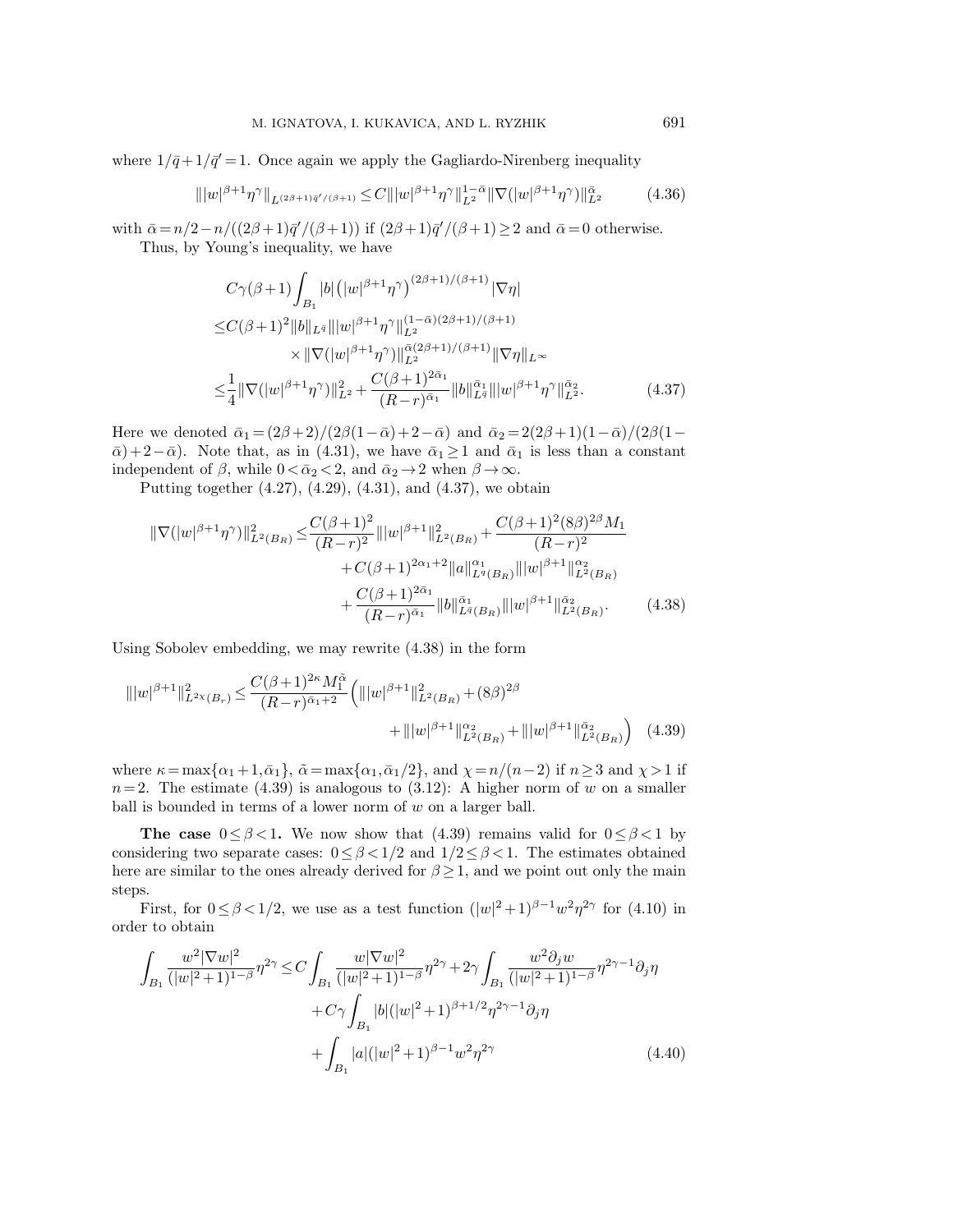where $1/\bar{q}+1/\bar{q}'=1$. Once again we apply the Gagliardo-Nirenberg inequality

$$\||w|^{\beta+1}\eta^\gamma\|_{L^{(2\beta+1)\bar{q}'/(\beta+1)}} \le C\||w|^{\beta+1}\eta^\gamma\|_{L^2}^{1-\bar{\alpha}}\|\nabla(|w|^{\beta+1}\eta^\gamma)\|_{L^2}^{\bar{\alpha}} \tag{4.36}$$

with $\bar{\alpha}=n/2-n/((2\beta+1)\bar{q}'/(\beta+1))$ if $(2\beta+1)\bar{q}'/(\beta+1)\ge 2$ and $\bar{\alpha}=0$ otherwise.

Thus, by Young's inequality, we have

$$\begin{aligned}
&C\gamma(\beta+1)\int_{B_1}|b|\big(|w|^{\beta+1}\eta^\gamma\big)^{(2\beta+1)/(\beta+1)}|\nabla\eta| \\
&\le C(\beta+1)^2\|b\|_{L^{\bar{q}}}\||w|^{\beta+1}\eta^\gamma\|_{L^2}^{(1-\bar{\alpha})(2\beta+1)/(\beta+1)} \\
&\qquad\qquad \times\|\nabla(|w|^{\beta+1}\eta^\gamma)\|_{L^2}^{\bar{\alpha}(2\beta+1)/(\beta+1)}\|\nabla\eta\|_{L^\infty} \\
&\le \frac{1}{4}\|\nabla(|w|^{\beta+1}\eta^\gamma)\|_{L^2}^2+\frac{C(\beta+1)^{2\bar{\alpha}_1}}{(R-r)^{\bar{\alpha}_1}}\|b\|_{L^{\bar{q}}}^{\bar{\alpha}_1}\||w|^{\beta+1}\eta^\gamma\|_{L^2}^{\bar{\alpha}_2}.
\end{aligned} \tag{4.37}$$

Here we denoted $\bar{\alpha}_1=(2\beta+2)/(2\beta(1-\bar{\alpha})+2-\bar{\alpha})$ and $\bar{\alpha}_2=2(2\beta+1)(1-\bar{\alpha})/(2\beta(1-\bar{\alpha})+2-\bar{\alpha})$. Note that, as in (4.31), we have $\bar{\alpha}_1\ge 1$ and $\bar{\alpha}_1$ is less than a constant independent of $\beta$, while $0<\bar{\alpha}_2<2$, and $\bar{\alpha}_2\to 2$ when $\beta\to\infty$.

Putting together (4.27), (4.29), (4.31), and (4.37), we obtain

$$\begin{aligned}
\|\nabla(|w|^{\beta+1}\eta^\gamma)\|_{L^2(B_R)}^2 \le{}& \frac{C(\beta+1)^2}{(R-r)^2}\||w|^{\beta+1}\|_{L^2(B_R)}^2+\frac{C(\beta+1)^2(8\beta)^{2\beta}M_1}{(R-r)^2} \\
&+C(\beta+1)^{2\alpha_1+2}\|a\|_{L^q(B_R)}^{\alpha_1}\||w|^{\beta+1}\|_{L^2(B_R)}^{\alpha_2} \\
&+\frac{C(\beta+1)^{2\bar{\alpha}_1}}{(R-r)^{\bar{\alpha}_1}}\|b\|_{L^{\bar{q}}(B_R)}^{\bar{\alpha}_1}\||w|^{\beta+1}\|_{L^2(B_R)}^{\bar{\alpha}_2}.
\end{aligned} \tag{4.38}$$

Using Sobolev embedding, we may rewrite (4.38) in the form

$$\begin{aligned}
\||w|^{\beta+1}\|_{L^{2\chi}(B_r)}^2 \le \frac{C(\beta+1)^{2\kappa}M_1^{\tilde{\alpha}}}{(R-r)^{\bar{\alpha}_1+2}}\Big(&\||w|^{\beta+1}\|_{L^2(B_R)}^2+(8\beta)^{2\beta} \\
&+\||w|^{\beta+1}\|_{L^2(B_R)}^{\alpha_2}+\||w|^{\beta+1}\|_{L^2(B_R)}^{\bar{\alpha}_2}\Big)
\end{aligned} \tag{4.39}$$

where $\kappa=\max\{\alpha_1+1,\bar{\alpha}_1\}$, $\tilde{\alpha}=\max\{\alpha_1,\bar{\alpha}_1/2\}$, and $\chi=n/(n-2)$ if $n\ge 3$ and $\chi>1$ if $n=2$. The estimate (4.39) is analogous to (3.12): A higher norm of $w$ on a smaller ball is bounded in terms of a lower norm of $w$ on a larger ball.

**The case $0\le\beta<1$.** We now show that (4.39) remains valid for $0\le\beta<1$ by considering two separate cases: $0\le\beta<1/2$ and $1/2\le\beta<1$. The estimates obtained here are similar to the ones already derived for $\beta\ge 1$, and we point out only the main steps.

First, for $0\le\beta<1/2$, we use as a test function $(|w|^2+1)^{\beta-1}w^2\eta^{2\gamma}$ for (4.10) in order to obtain

$$\begin{aligned}
\int_{B_1}\frac{w^2|\nabla w|^2}{(|w|^2+1)^{1-\beta}}\eta^{2\gamma} \le{}& C\int_{B_1}\frac{w|\nabla w|^2}{(|w|^2+1)^{1-\beta}}\eta^{2\gamma}+2\gamma\int_{B_1}\frac{w^2\partial_j w}{(|w|^2+1)^{1-\beta}}\eta^{2\gamma-1}\partial_j\eta \\
&+C\gamma\int_{B_1}|b|(|w|^2+1)^{\beta+1/2}\eta^{2\gamma-1}\partial_j\eta \\
&+\int_{B_1}|a|(|w|^2+1)^{\beta-1}w^2\eta^{2\gamma}
\end{aligned} \tag{4.40}$$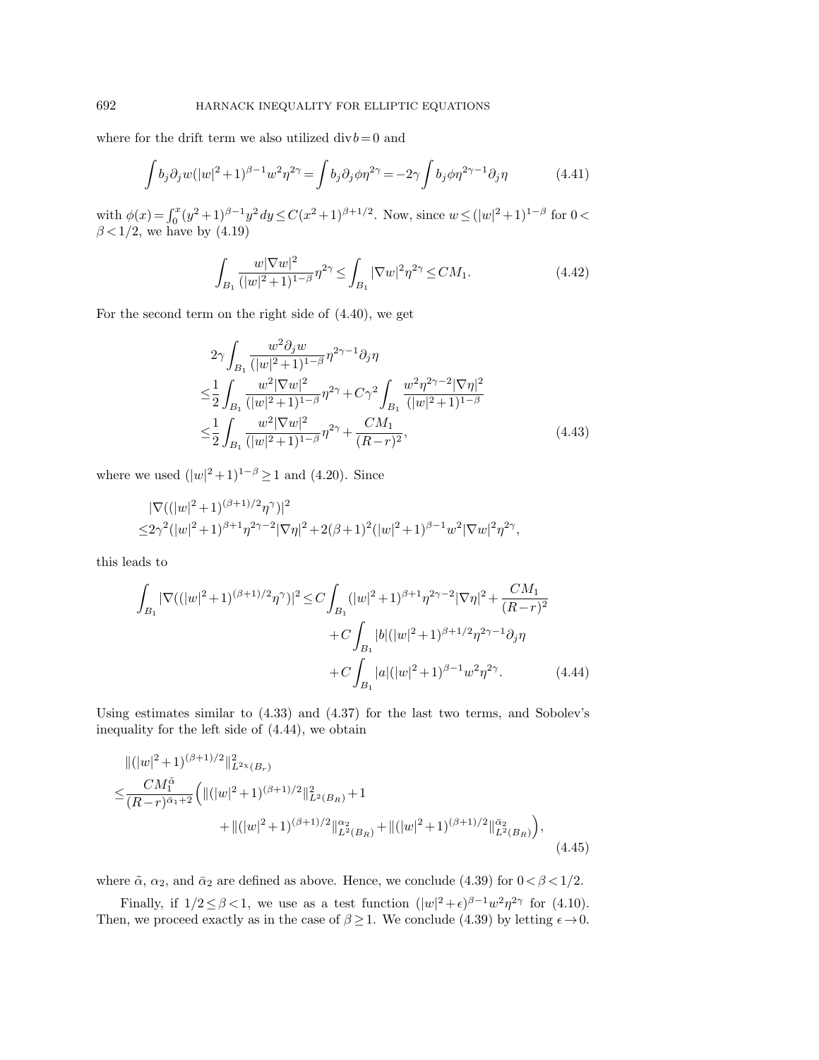where for the drift term we also utilized $\operatorname{div} b = 0$ and

$$\int b_j \partial_j w (|w|^2+1)^{\beta-1} w^2 \eta^{2\gamma} = \int b_j \partial_j \phi \eta^{2\gamma} = -2\gamma \int b_j \phi \eta^{2\gamma-1} \partial_j \eta \tag{4.41}$$

with $\phi(x) = \int_0^x (y^2+1)^{\beta-1} y^2 \, dy \le C(x^2+1)^{\beta+1/2}$. Now, since $w \le (|w|^2+1)^{1-\beta}$ for $0 < \beta < 1/2$, we have by (4.19)

$$\int_{B_1} \frac{w|\nabla w|^2}{(|w|^2+1)^{1-\beta}} \eta^{2\gamma} \le \int_{B_1} |\nabla w|^2 \eta^{2\gamma} \le C M_1. \tag{4.42}$$

For the second term on the right side of (4.40), we get

$$\begin{aligned}
&2\gamma \int_{B_1} \frac{w^2 \partial_j w}{(|w|^2+1)^{1-\beta}} \eta^{2\gamma-1} \partial_j \eta \\
\le& \frac{1}{2} \int_{B_1} \frac{w^2 |\nabla w|^2}{(|w|^2+1)^{1-\beta}} \eta^{2\gamma} + C\gamma^2 \int_{B_1} \frac{w^2 \eta^{2\gamma-2} |\nabla \eta|^2}{(|w|^2+1)^{1-\beta}} \\
\le& \frac{1}{2} \int_{B_1} \frac{w^2 |\nabla w|^2}{(|w|^2+1)^{1-\beta}} \eta^{2\gamma} + \frac{C M_1}{(R-r)^2},
\end{aligned} \tag{4.43}$$

where we used $(|w|^2+1)^{1-\beta} \ge 1$ and (4.20). Since

$$\begin{aligned}
&|\nabla((|w|^2+1)^{(\beta+1)/2} \eta^\gamma)|^2 \\
\le& 2\gamma^2 (|w|^2+1)^{\beta+1} \eta^{2\gamma-2} |\nabla \eta|^2 + 2(\beta+1)^2 (|w|^2+1)^{\beta-1} w^2 |\nabla w|^2 \eta^{2\gamma},
\end{aligned}$$

this leads to

$$\begin{aligned}
\int_{B_1} |\nabla((|w|^2+1)^{(\beta+1)/2} \eta^\gamma)|^2 \le& C \int_{B_1} (|w|^2+1)^{\beta+1} \eta^{2\gamma-2} |\nabla \eta|^2 + \frac{C M_1}{(R-r)^2} \\
&+ C \int_{B_1} |b| (|w|^2+1)^{\beta+1/2} \eta^{2\gamma-1} \partial_j \eta \\
&+ C \int_{B_1} |a| (|w|^2+1)^{\beta-1} w^2 \eta^{2\gamma}.
\end{aligned} \tag{4.44}$$

Using estimates similar to (4.33) and (4.37) for the last two terms, and Sobolev's inequality for the left side of (4.44), we obtain

$$\begin{aligned}
&\|(|w|^2+1)^{(\beta+1)/2}\|_{L^{2\chi}(B_r)}^2 \\
\le& \frac{C M_1^{\tilde{\alpha}}}{(R-r)^{\bar{\alpha}_1+2}} \Big( \|(|w|^2+1)^{(\beta+1)/2}\|_{L^2(B_R)}^2 + 1 \\
&\qquad + \|(|w|^2+1)^{(\beta+1)/2}\|_{L^2(B_R)}^{\alpha_2} + \|(|w|^2+1)^{(\beta+1)/2}\|_{L^2(B_R)}^{\bar{\alpha}_2} \Big),
\end{aligned} \tag{4.45}$$

where $\tilde{\alpha}$, $\alpha_2$, and $\bar{\alpha}_2$ are defined as above. Hence, we conclude (4.39) for $0 < \beta < 1/2$.

Finally, if $1/2 \le \beta < 1$, we use as a test function $(|w|^2+\epsilon)^{\beta-1} w^2 \eta^{2\gamma}$ for (4.10). Then, we proceed exactly as in the case of $\beta \ge 1$. We conclude (4.39) by letting $\epsilon \to 0$.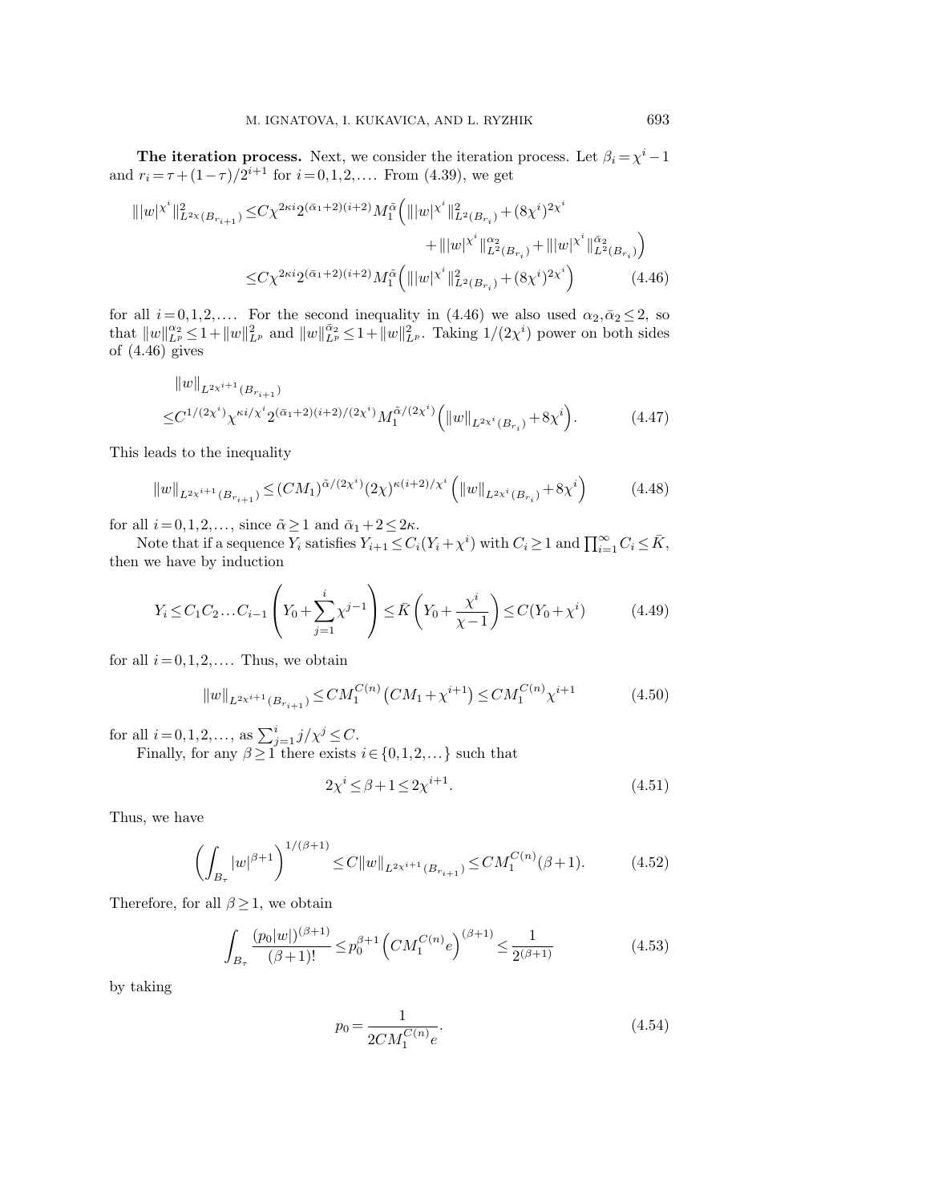**The iteration process.** Next, we consider the iteration process. Let $\beta_i = \chi^i - 1$ and $r_i = \tau + (1-\tau)/2^{i+1}$ for $i = 0,1,2,\ldots$. From (4.39), we get

$$
\begin{aligned}
\||w|^{\chi^i}\|^2_{L^{2\chi}(B_{r_{i+1}})} \leq & C\chi^{2\kappa i} 2^{(\bar{\alpha}_1+2)(i+2)} M_1^{\tilde{\alpha}} \Big( \||w|^{\chi^i}\|^2_{L^2(B_{r_i})} + (8\chi^i)^{2\chi^i} \\
& + \||w|^{\chi^i}\|^{\alpha_2}_{L^2(B_{r_i})} + \||w|^{\chi^i}\|^{\bar{\alpha}_2}_{L^2(B_{r_i})} \Big) \\
\leq & C\chi^{2\kappa i} 2^{(\bar{\alpha}_1+2)(i+2)} M_1^{\tilde{\alpha}} \Big( \||w|^{\chi^i}\|^2_{L^2(B_{r_i})} + (8\chi^i)^{2\chi^i} \Big) \qquad (4.46)
\end{aligned}
$$

for all $i = 0,1,2,\ldots$. For the second inequality in (4.46) we also used $\alpha_2, \bar{\alpha}_2 \leq 2$, so that $\|w\|^{\alpha_2}_{L^p} \leq 1 + \|w\|^2_{L^p}$ and $\|w\|^{\bar{\alpha}_2}_{L^p} \leq 1 + \|w\|^2_{L^p}$. Taking $1/(2\chi^i)$ power on both sides of (4.46) gives

$$
\begin{aligned}
& \|w\|_{L^{2\chi^{i+1}}(B_{r_{i+1}})} \\
\leq & C^{1/(2\chi^i)} \chi^{\kappa i/\chi^i} 2^{(\bar{\alpha}_1+2)(i+2)/(2\chi^i)} M_1^{\tilde{\alpha}/(2\chi^i)} \Big( \|w\|_{L^{2\chi^i}(B_{r_i})} + 8\chi^i \Big). \qquad (4.47)
\end{aligned}
$$

This leads to the inequality

$$
\|w\|_{L^{2\chi^{i+1}}(B_{r_{i+1}})} \leq (CM_1)^{\tilde{\alpha}/(2\chi^i)} (2\chi)^{\kappa(i+2)/\chi^i} \Big( \|w\|_{L^{2\chi^i}(B_{r_i})} + 8\chi^i \Big) \qquad (4.48)
$$

for all $i = 0,1,2,\ldots$, since $\tilde{\alpha} \geq 1$ and $\bar{\alpha}_1 + 2 \leq 2\kappa$.

Note that if a sequence $Y_i$ satisfies $Y_{i+1} \leq C_i(Y_i + \chi^i)$ with $C_i \geq 1$ and $\prod_{i=1}^\infty C_i \leq \bar{K}$, then we have by induction

$$
Y_i \leq C_1 C_2 \ldots C_{i-1} \left( Y_0 + \sum_{j=1}^{i} \chi^{j-1} \right) \leq \bar{K} \left( Y_0 + \frac{\chi^i}{\chi - 1} \right) \leq C(Y_0 + \chi^i) \qquad (4.49)
$$

for all $i = 0,1,2,\ldots$. Thus, we obtain

$$
\|w\|_{L^{2\chi^{i+1}}(B_{r_{i+1}})} \leq CM_1^{C(n)} \big( CM_1 + \chi^{i+1} \big) \leq CM_1^{C(n)} \chi^{i+1} \qquad (4.50)
$$

for all $i = 0,1,2,\ldots$, as $\sum_{j=1}^{i} j/\chi^j \leq C$.

Finally, for any $\beta \geq 1$ there exists $i \in \{0,1,2,\ldots\}$ such that

$$
2\chi^i \leq \beta + 1 \leq 2\chi^{i+1}. \qquad (4.51)
$$

Thus, we have

$$
\left( \int_{B_\tau} |w|^{\beta+1} \right)^{1/(\beta+1)} \leq C\|w\|_{L^{2\chi^{i+1}}(B_{r_{i+1}})} \leq CM_1^{C(n)}(\beta+1). \qquad (4.52)
$$

Therefore, for all $\beta \geq 1$, we obtain

$$
\int_{B_\tau} \frac{(p_0|w|)^{(\beta+1)}}{(\beta+1)!} \leq p_0^{\beta+1} \Big( CM_1^{C(n)} e \Big)^{(\beta+1)} \leq \frac{1}{2^{(\beta+1)}} \qquad (4.53)
$$

by taking

$$
p_0 = \frac{1}{2CM_1^{C(n)} e}. \qquad (4.54)
$$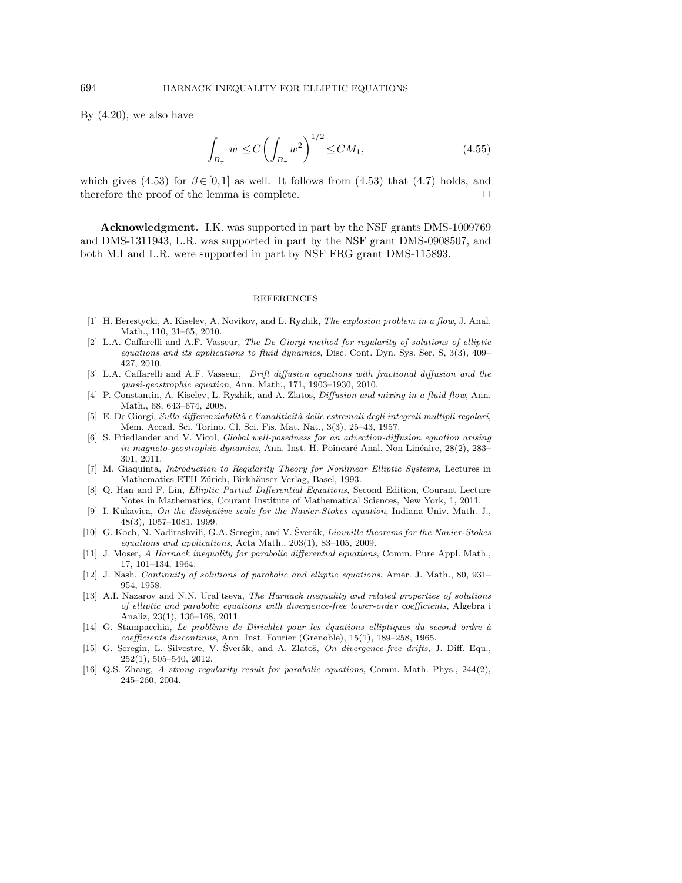By (4.20), we also have

$$\int_{B_\tau} |w| \le C \left( \int_{B_\tau} w^2 \right)^{1/2} \le C M_1, \tag{4.55}$$

which gives (4.53) for $\beta \in [0,1]$ as well. It follows from (4.53) that (4.7) holds, and therefore the proof of the lemma is complete. $\Box$

**Acknowledgment.** I.K. was supported in part by the NSF grants DMS-1009769 and DMS-1311943, L.R. was supported in part by the NSF grant DMS-0908507, and both M.I and L.R. were supported in part by NSF FRG grant DMS-115893.

## REFERENCES

[1] H. Berestycki, A. Kiselev, A. Novikov, and L. Ryzhik, *The explosion problem in a flow*, J. Anal. Math., 110, 31–65, 2010.

[2] L.A. Caffarelli and A.F. Vasseur, *The De Giorgi method for regularity of solutions of elliptic equations and its applications to fluid dynamics*, Disc. Cont. Dyn. Sys. Ser. S, 3(3), 409–427, 2010.

[3] L.A. Caffarelli and A.F. Vasseur, *Drift diffusion equations with fractional diffusion and the quasi-geostrophic equation*, Ann. Math., 171, 1903–1930, 2010.

[4] P. Constantin, A. Kiselev, L. Ryzhik, and A. Zlatos, *Diffusion and mixing in a fluid flow*, Ann. Math., 68, 643–674, 2008.

[5] E. De Giorgi, *Sulla differenziabilità e l'analiticità delle estremali degli integrali multipli regolari*, Mem. Accad. Sci. Torino. Cl. Sci. Fis. Mat. Nat., 3(3), 25–43, 1957.

[6] S. Friedlander and V. Vicol, *Global well-posedness for an advection-diffusion equation arising in magneto-geostrophic dynamics*, Ann. Inst. H. Poincaré Anal. Non Linéaire, 28(2), 283–301, 2011.

[7] M. Giaquinta, *Introduction to Regularity Theory for Nonlinear Elliptic Systems*, Lectures in Mathematics ETH Zürich, Birkhäuser Verlag, Basel, 1993.

[8] Q. Han and F. Lin, *Elliptic Partial Differential Equations*, Second Edition, Courant Lecture Notes in Mathematics, Courant Institute of Mathematical Sciences, New York, 1, 2011.

[9] I. Kukavica, *On the dissipative scale for the Navier-Stokes equation*, Indiana Univ. Math. J., 48(3), 1057–1081, 1999.

[10] G. Koch, N. Nadirashvili, G.A. Seregin, and V. Šverák, *Liouville theorems for the Navier-Stokes equations and applications*, Acta Math., 203(1), 83–105, 2009.

[11] J. Moser, *A Harnack inequality for parabolic differential equations*, Comm. Pure Appl. Math., 17, 101–134, 1964.

[12] J. Nash, *Continuity of solutions of parabolic and elliptic equations*, Amer. J. Math., 80, 931–954, 1958.

[13] A.I. Nazarov and N.N. Ural'tseva, *The Harnack inequality and related properties of solutions of elliptic and parabolic equations with divergence-free lower-order coefficients*, Algebra i Analiz, 23(1), 136–168, 2011.

[14] G. Stampacchia, *Le problème de Dirichlet pour les équations elliptiques du second ordre à coefficients discontinus*, Ann. Inst. Fourier (Grenoble), 15(1), 189–258, 1965.

[15] G. Seregin, L. Silvestre, V. Šverák, and A. Zlatoš, *On divergence-free drifts*, J. Diff. Equ., 252(1), 505–540, 2012.

[16] Q.S. Zhang, *A strong regularity result for parabolic equations*, Comm. Math. Phys., 244(2), 245–260, 2004.